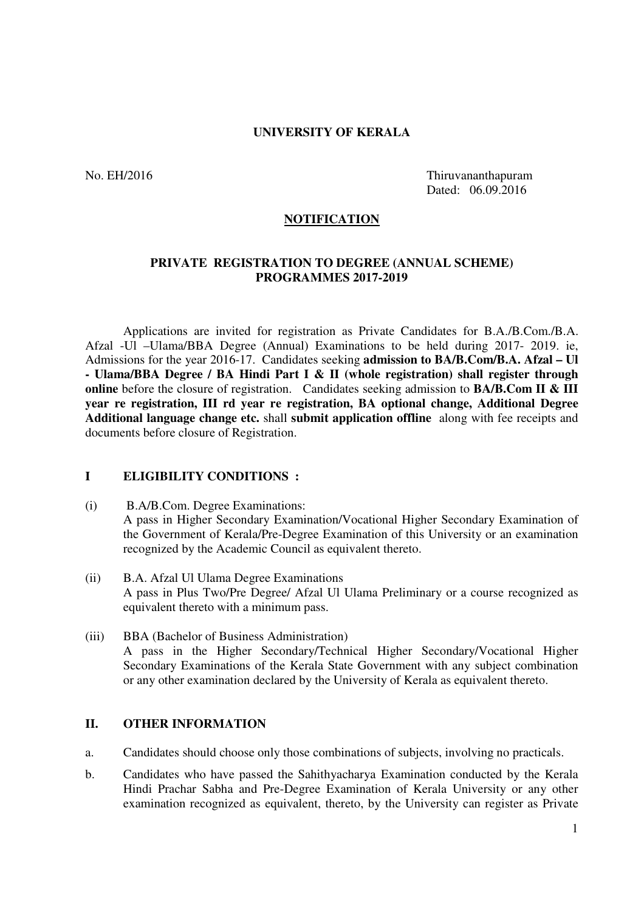**UNIVERSITY OF KERALA**

No. EH/2016 Thiruvananthapuram
Dated: 06.09.2016

**NOTIFICATION**

**PRIVATE REGISTRATION TO DEGREE (ANNUAL SCHEME) PROGRAMMES 2017-2019**

Applications are invited for registration as Private Candidates for B.A./B.Com./B.A. Afzal -Ul –Ulama/BBA Degree (Annual) Examinations to be held during 2017- 2019. ie, Admissions for the year 2016-17. Candidates seeking **admission to BA/B.Com/B.A. Afzal – Ul - Ulama/BBA Degree / BA Hindi Part I & II (whole registration) shall register through online** before the closure of registration. Candidates seeking admission to **BA/B.Com II & III year re registration, III rd year re registration, BA optional change, Additional Degree Additional language change etc.** shall **submit application offline** along with fee receipts and documents before closure of Registration.

## I ELIGIBILITY CONDITIONS :

(i) B.A/B.Com. Degree Examinations:
A pass in Higher Secondary Examination/Vocational Higher Secondary Examination of the Government of Kerala/Pre-Degree Examination of this University or an examination recognized by the Academic Council as equivalent thereto.

(ii) B.A. Afzal Ul Ulama Degree Examinations
A pass in Plus Two/Pre Degree/ Afzal Ul Ulama Preliminary or a course recognized as equivalent thereto with a minimum pass.

(iii) BBA (Bachelor of Business Administration)
A pass in the Higher Secondary/Technical Higher Secondary/Vocational Higher Secondary Examinations of the Kerala State Government with any subject combination or any other examination declared by the University of Kerala as equivalent thereto.

## II. OTHER INFORMATION

a. Candidates should choose only those combinations of subjects, involving no practicals.

b. Candidates who have passed the Sahithyacharya Examination conducted by the Kerala Hindi Prachar Sabha and Pre-Degree Examination of Kerala University or any other examination recognized as equivalent, thereto, by the University can register as Private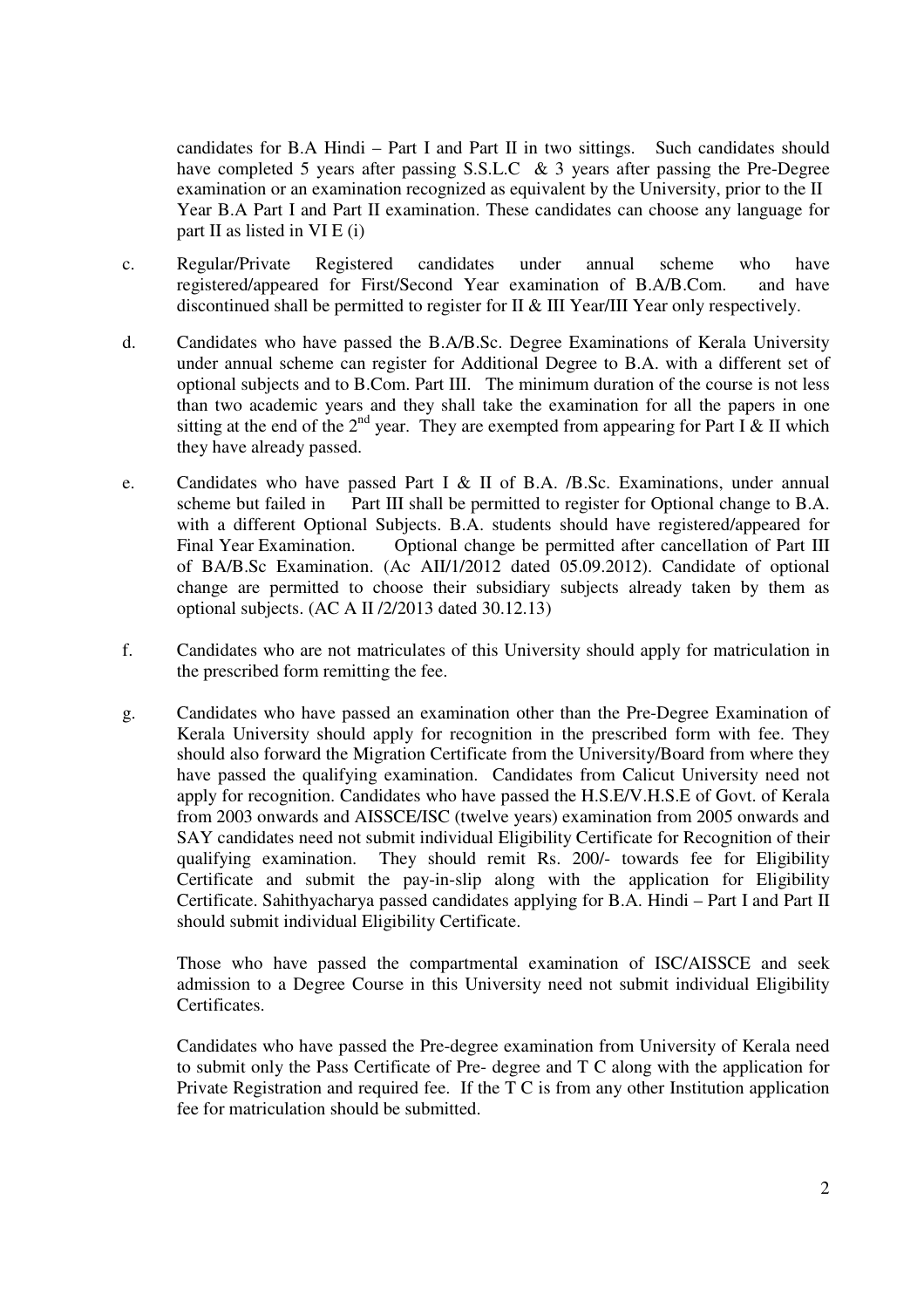candidates for B.A Hindi – Part I and Part II in two sittings. Such candidates should have completed 5 years after passing S.S.L.C & 3 years after passing the Pre-Degree examination or an examination recognized as equivalent by the University, prior to the II Year B.A Part I and Part II examination. These candidates can choose any language for part II as listed in VI E (i)

c. Regular/Private Registered candidates under annual scheme who have registered/appeared for First/Second Year examination of B.A/B.Com. and have discontinued shall be permitted to register for II & III Year/III Year only respectively.

d. Candidates who have passed the B.A/B.Sc. Degree Examinations of Kerala University under annual scheme can register for Additional Degree to B.A. with a different set of optional subjects and to B.Com. Part III. The minimum duration of the course is not less than two academic years and they shall take the examination for all the papers in one sitting at the end of the 2nd year. They are exempted from appearing for Part I & II which they have already passed.

e. Candidates who have passed Part I & II of B.A. /B.Sc. Examinations, under annual scheme but failed in Part III shall be permitted to register for Optional change to B.A. with a different Optional Subjects. B.A. students should have registered/appeared for Final Year Examination. Optional change be permitted after cancellation of Part III of BA/B.Sc Examination. (Ac AII/1/2012 dated 05.09.2012). Candidate of optional change are permitted to choose their subsidiary subjects already taken by them as optional subjects. (AC A II /2/2013 dated 30.12.13)

f. Candidates who are not matriculates of this University should apply for matriculation in the prescribed form remitting the fee.

g. Candidates who have passed an examination other than the Pre-Degree Examination of Kerala University should apply for recognition in the prescribed form with fee. They should also forward the Migration Certificate from the University/Board from where they have passed the qualifying examination. Candidates from Calicut University need not apply for recognition. Candidates who have passed the H.S.E/V.H.S.E of Govt. of Kerala from 2003 onwards and AISSCE/ISC (twelve years) examination from 2005 onwards and SAY candidates need not submit individual Eligibility Certificate for Recognition of their qualifying examination. They should remit Rs. 200/- towards fee for Eligibility Certificate and submit the pay-in-slip along with the application for Eligibility Certificate. Sahithyacharya passed candidates applying for B.A. Hindi – Part I and Part II should submit individual Eligibility Certificate.

   Those who have passed the compartmental examination of ISC/AISSCE and seek admission to a Degree Course in this University need not submit individual Eligibility Certificates.

   Candidates who have passed the Pre-degree examination from University of Kerala need to submit only the Pass Certificate of Pre- degree and T C along with the application for Private Registration and required fee. If the T C is from any other Institution application fee for matriculation should be submitted.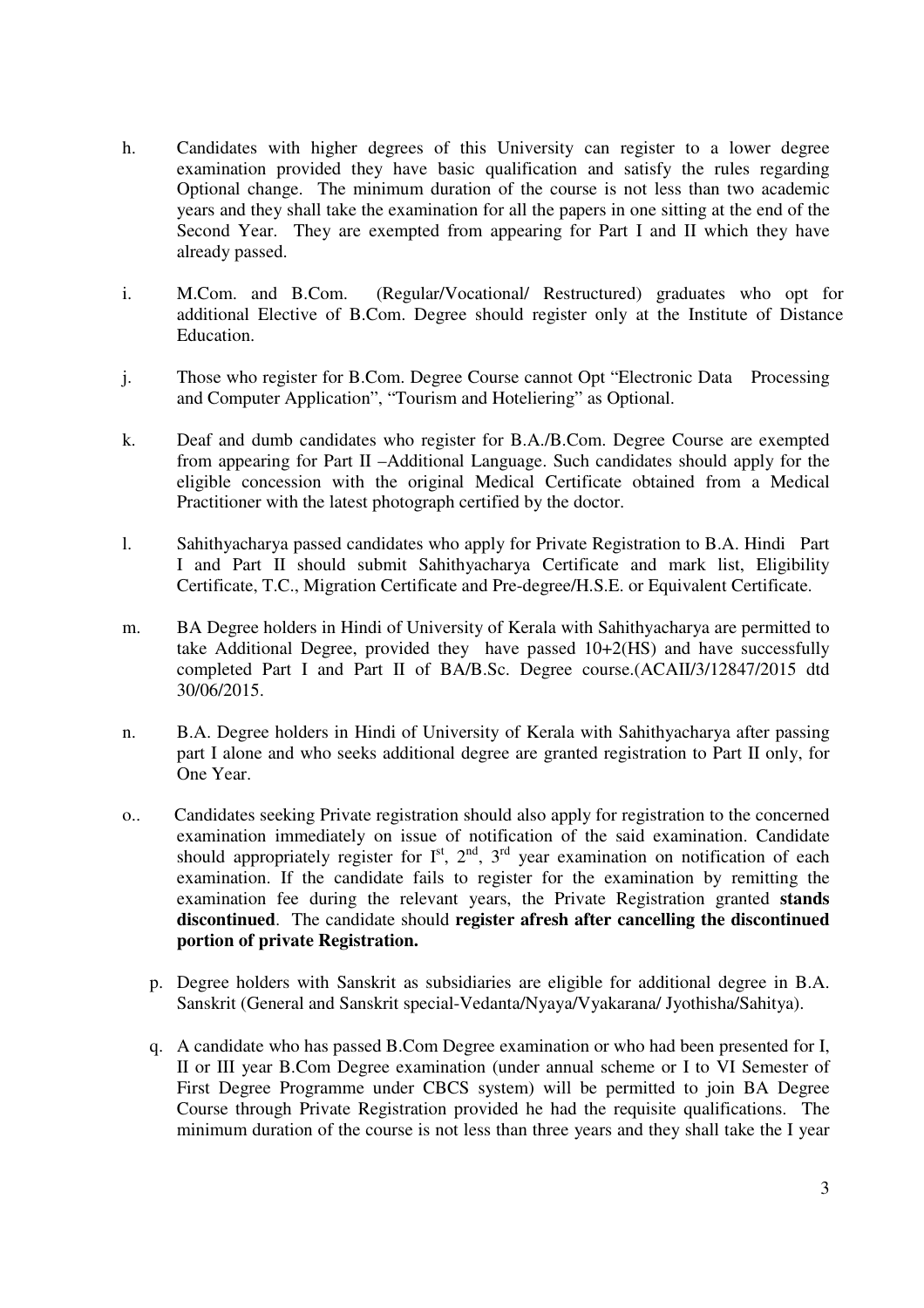h. Candidates with higher degrees of this University can register to a lower degree examination provided they have basic qualification and satisfy the rules regarding Optional change. The minimum duration of the course is not less than two academic years and they shall take the examination for all the papers in one sitting at the end of the Second Year. They are exempted from appearing for Part I and II which they have already passed.

i. M.Com. and B.Com. (Regular/Vocational/ Restructured) graduates who opt for additional Elective of B.Com. Degree should register only at the Institute of Distance Education.

j. Those who register for B.Com. Degree Course cannot Opt "Electronic Data Processing and Computer Application", "Tourism and Hoteliering" as Optional.

k. Deaf and dumb candidates who register for B.A./B.Com. Degree Course are exempted from appearing for Part II –Additional Language. Such candidates should apply for the eligible concession with the original Medical Certificate obtained from a Medical Practitioner with the latest photograph certified by the doctor.

l. Sahithyacharya passed candidates who apply for Private Registration to B.A. Hindi Part I and Part II should submit Sahithyacharya Certificate and mark list, Eligibility Certificate, T.C., Migration Certificate and Pre-degree/H.S.E. or Equivalent Certificate.

m. BA Degree holders in Hindi of University of Kerala with Sahithyacharya are permitted to take Additional Degree, provided they have passed 10+2(HS) and have successfully completed Part I and Part II of BA/B.Sc. Degree course.(ACAII/3/12847/2015 dtd 30/06/2015.

n. B.A. Degree holders in Hindi of University of Kerala with Sahithyacharya after passing part I alone and who seeks additional degree are granted registration to Part II only, for One Year.

o.. Candidates seeking Private registration should also apply for registration to the concerned examination immediately on issue of notification of the said examination. Candidate should appropriately register for I[st], 2[nd], 3[rd] year examination on notification of each examination. If the candidate fails to register for the examination by remitting the examination fee during the relevant years, the Private Registration granted **stands discontinued**. The candidate should **register afresh after cancelling the discontinued portion of private Registration.**

p. Degree holders with Sanskrit as subsidiaries are eligible for additional degree in B.A. Sanskrit (General and Sanskrit special-Vedanta/Nyaya/Vyakarana/ Jyothisha/Sahitya).

q. A candidate who has passed B.Com Degree examination or who had been presented for I, II or III year B.Com Degree examination (under annual scheme or I to VI Semester of First Degree Programme under CBCS system) will be permitted to join BA Degree Course through Private Registration provided he had the requisite qualifications. The minimum duration of the course is not less than three years and they shall take the I year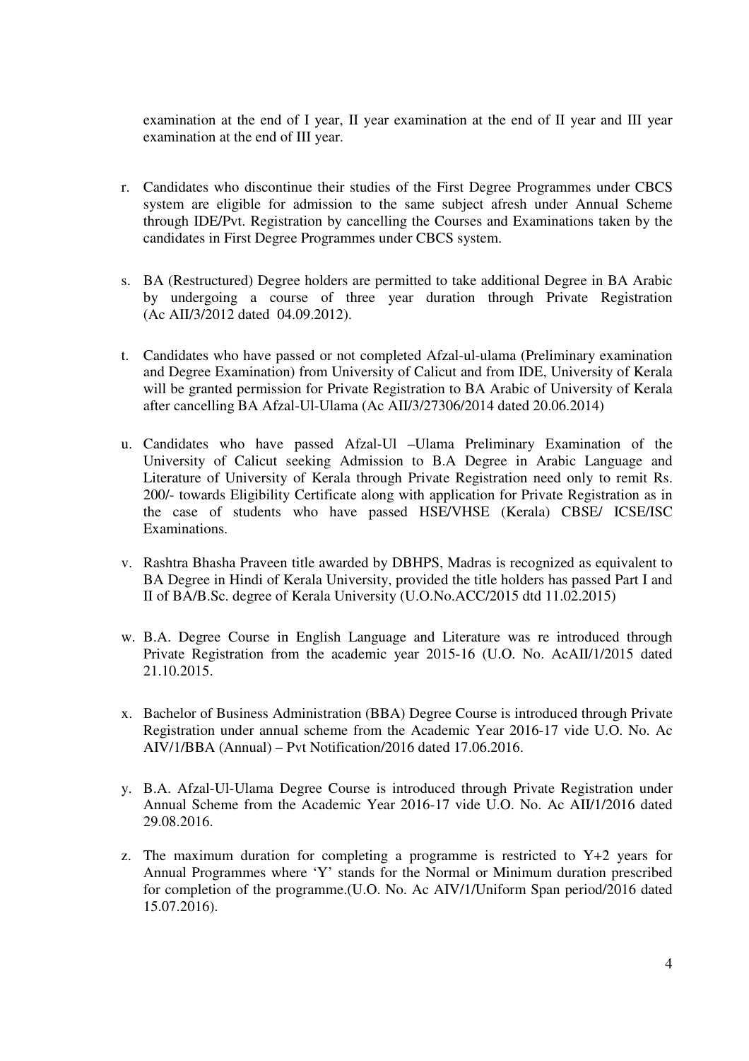examination at the end of I year, II year examination at the end of II year and III year examination at the end of III year.

r. Candidates who discontinue their studies of the First Degree Programmes under CBCS system are eligible for admission to the same subject afresh under Annual Scheme through IDE/Pvt. Registration by cancelling the Courses and Examinations taken by the candidates in First Degree Programmes under CBCS system.

s. BA (Restructured) Degree holders are permitted to take additional Degree in BA Arabic by undergoing a course of three year duration through Private Registration (Ac AII/3/2012 dated 04.09.2012).

t. Candidates who have passed or not completed Afzal-ul-ulama (Preliminary examination and Degree Examination) from University of Calicut and from IDE, University of Kerala will be granted permission for Private Registration to BA Arabic of University of Kerala after cancelling BA Afzal-Ul-Ulama (Ac AII/3/27306/2014 dated 20.06.2014)

u. Candidates who have passed Afzal-Ul –Ulama Preliminary Examination of the University of Calicut seeking Admission to B.A Degree in Arabic Language and Literature of University of Kerala through Private Registration need only to remit Rs. 200/- towards Eligibility Certificate along with application for Private Registration as in the case of students who have passed HSE/VHSE (Kerala) CBSE/ ICSE/ISC Examinations.

v. Rashtra Bhasha Praveen title awarded by DBHPS, Madras is recognized as equivalent to BA Degree in Hindi of Kerala University, provided the title holders has passed Part I and II of BA/B.Sc. degree of Kerala University (U.O.No.ACC/2015 dtd 11.02.2015)

w. B.A. Degree Course in English Language and Literature was re introduced through Private Registration from the academic year 2015-16 (U.O. No. AcAII/1/2015 dated 21.10.2015.

x. Bachelor of Business Administration (BBA) Degree Course is introduced through Private Registration under annual scheme from the Academic Year 2016-17 vide U.O. No. Ac AIV/1/BBA (Annual) – Pvt Notification/2016 dated 17.06.2016.

y. B.A. Afzal-Ul-Ulama Degree Course is introduced through Private Registration under Annual Scheme from the Academic Year 2016-17 vide U.O. No. Ac AII/1/2016 dated 29.08.2016.

z. The maximum duration for completing a programme is restricted to Y+2 years for Annual Programmes where 'Y' stands for the Normal or Minimum duration prescribed for completion of the programme.(U.O. No. Ac AIV/1/Uniform Span period/2016 dated 15.07.2016).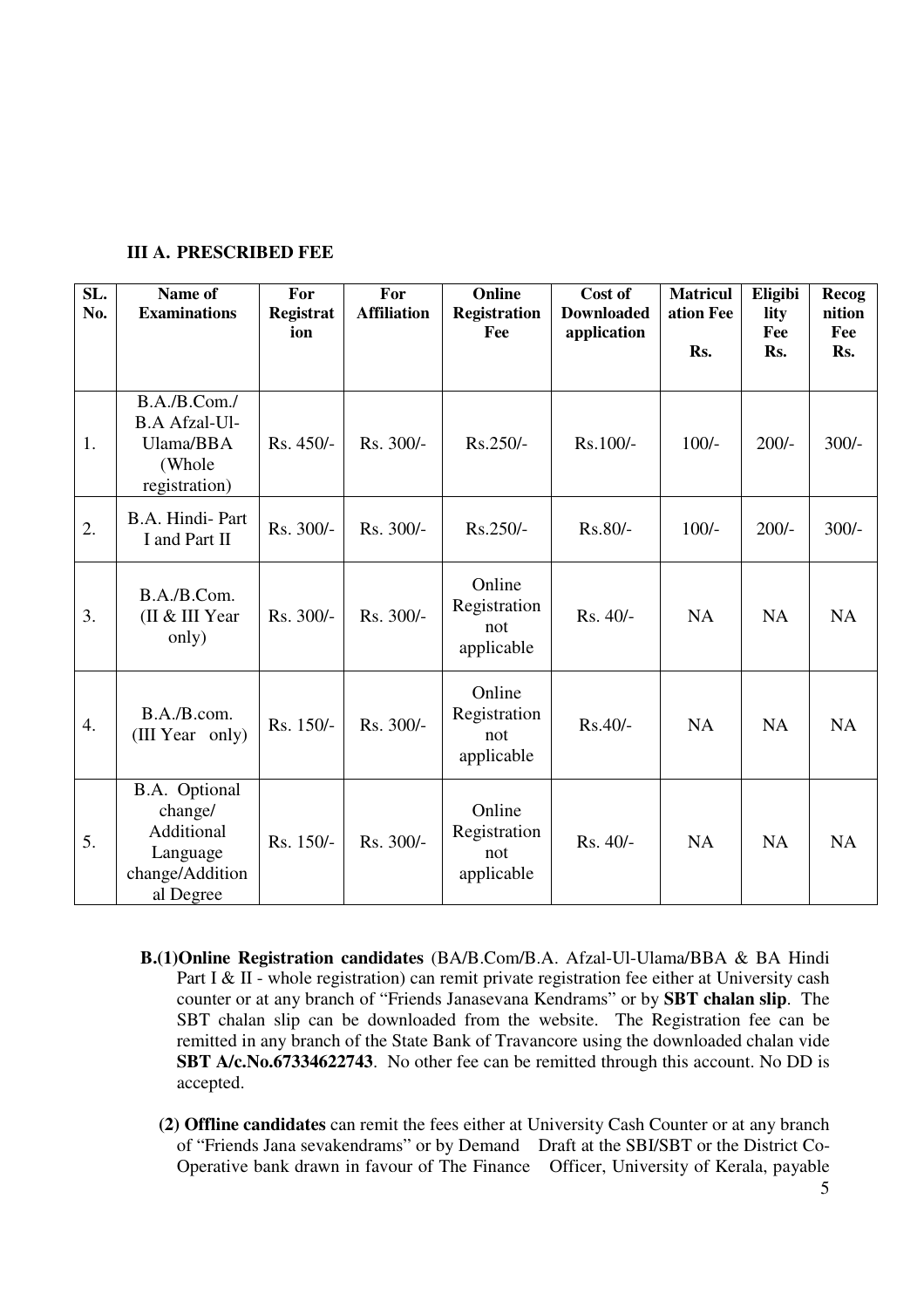### III A. PRESCRIBED FEE

| SL. No. | Name of Examinations | For Registration | For Affiliation | Online Registration Fee | Cost of Downloaded application | Matriculation Fee Rs. | Eligibility Fee Rs. | Recognition Fee Rs. |
|---|---|---|---|---|---|---|---|---|
| 1. | B.A./B.Com./ B.A Afzal-Ul-Ulama/BBA (Whole registration) | Rs. 450/- | Rs. 300/- | Rs.250/- | Rs.100/- | 100/- | 200/- | 300/- |
| 2. | B.A. Hindi- Part I and Part II | Rs. 300/- | Rs. 300/- | Rs.250/- | Rs.80/- | 100/- | 200/- | 300/- |
| 3. | B.A./B.Com. (II & III Year only) | Rs. 300/- | Rs. 300/- | Online Registration not applicable | Rs. 40/- | NA | NA | NA |
| 4. | B.A./B.com. (III Year only) | Rs. 150/- | Rs. 300/- | Online Registration not applicable | Rs.40/- | NA | NA | NA |
| 5. | B.A. Optional change/ Additional Language change/Additional Degree | Rs. 150/- | Rs. 300/- | Online Registration not applicable | Rs. 40/- | NA | NA | NA |

**B.(1)Online Registration candidates** (BA/B.Com/B.A. Afzal-Ul-Ulama/BBA & BA Hindi Part I & II - whole registration) can remit private registration fee either at University cash counter or at any branch of "Friends Janasevana Kendrams" or by **SBT chalan slip**. The SBT chalan slip can be downloaded from the website. The Registration fee can be remitted in any branch of the State Bank of Travancore using the downloaded chalan vide **SBT A/c.No.67334622743**. No other fee can be remitted through this account. No DD is accepted.

**(2) Offline candidates** can remit the fees either at University Cash Counter or at any branch of "Friends Jana sevakendrams" or by Demand Draft at the SBI/SBT or the District Co-Operative bank drawn in favour of The Finance Officer, University of Kerala, payable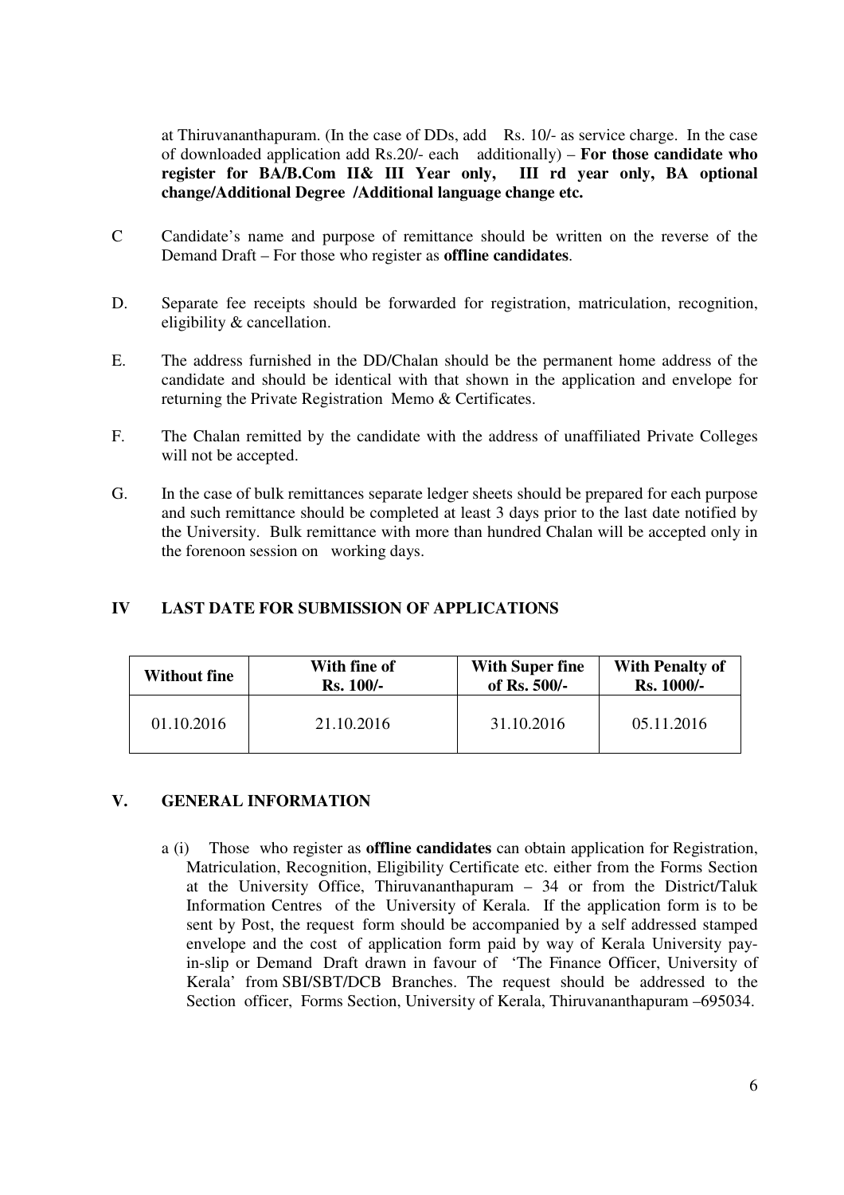at Thiruvananthapuram. (In the case of DDs, add Rs. 10/- as service charge. In the case of downloaded application add Rs.20/- each additionally) – **For those candidate who register for BA/B.Com II& III Year only, III rd year only, BA optional change/Additional Degree /Additional language change etc.**

C Candidate's name and purpose of remittance should be written on the reverse of the Demand Draft – For those who register as **offline candidates**.

D. Separate fee receipts should be forwarded for registration, matriculation, recognition, eligibility & cancellation.

E. The address furnished in the DD/Chalan should be the permanent home address of the candidate and should be identical with that shown in the application and envelope for returning the Private Registration Memo & Certificates.

F. The Chalan remitted by the candidate with the address of unaffiliated Private Colleges will not be accepted.

G. In the case of bulk remittances separate ledger sheets should be prepared for each purpose and such remittance should be completed at least 3 days prior to the last date notified by the University. Bulk remittance with more than hundred Chalan will be accepted only in the forenoon session on working days.

## IV LAST DATE FOR SUBMISSION OF APPLICATIONS

| Without fine | With fine of Rs. 100/- | With Super fine of Rs. 500/- | With Penalty of Rs. 1000/- |
|---|---|---|---|
| 01.10.2016 | 21.10.2016 | 31.10.2016 | 05.11.2016 |

## V. GENERAL INFORMATION

a (i) Those who register as **offline candidates** can obtain application for Registration, Matriculation, Recognition, Eligibility Certificate etc. either from the Forms Section at the University Office, Thiruvananthapuram – 34 or from the District/Taluk Information Centres of the University of Kerala. If the application form is to be sent by Post, the request form should be accompanied by a self addressed stamped envelope and the cost of application form paid by way of Kerala University pay-in-slip or Demand Draft drawn in favour of 'The Finance Officer, University of Kerala' from SBI/SBT/DCB Branches. The request should be addressed to the Section officer, Forms Section, University of Kerala, Thiruvananthapuram –695034.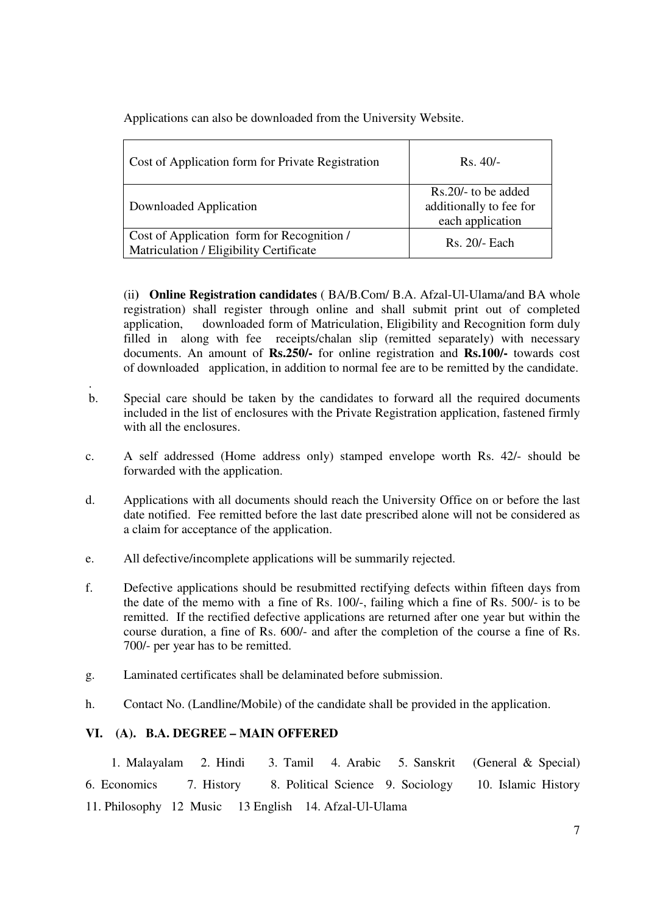Applications can also be downloaded from the University Website.

| Cost of Application form for Private Registration | Rs. 40/- |
|---|---|
| Downloaded Application | Rs.20/- to be added additionally to fee for each application |
| Cost of Application form for Recognition / Matriculation / Eligibility Certificate | Rs. 20/- Each |

(ii) **Online Registration candidates** ( BA/B.Com/ B.A. Afzal-Ul-Ulama/and BA whole registration) shall register through online and shall submit print out of completed application, downloaded form of Matriculation, Eligibility and Recognition form duly filled in along with fee receipts/chalan slip (remitted separately) with necessary documents. An amount of **Rs.250/-** for online registration and **Rs.100/-** towards cost of downloaded application, in addition to normal fee are to be remitted by the candidate.

b. Special care should be taken by the candidates to forward all the required documents included in the list of enclosures with the Private Registration application, fastened firmly with all the enclosures.

c. A self addressed (Home address only) stamped envelope worth Rs. 42/- should be forwarded with the application.

d. Applications with all documents should reach the University Office on or before the last date notified. Fee remitted before the last date prescribed alone will not be considered as a claim for acceptance of the application.

e. All defective/incomplete applications will be summarily rejected.

f. Defective applications should be resubmitted rectifying defects within fifteen days from the date of the memo with a fine of Rs. 100/-, failing which a fine of Rs. 500/- is to be remitted. If the rectified defective applications are returned after one year but within the course duration, a fine of Rs. 600/- and after the completion of the course a fine of Rs. 700/- per year has to be remitted.

g. Laminated certificates shall be delaminated before submission.

h. Contact No. (Landline/Mobile) of the candidate shall be provided in the application.

### VI. (A). B.A. DEGREE – MAIN OFFERED

1. Malayalam 2. Hindi 3. Tamil 4. Arabic 5. Sanskrit (General & Special) 6. Economics 7. History 8. Political Science 9. Sociology 10. Islamic History 11. Philosophy 12 Music 13 English 14. Afzal-Ul-Ulama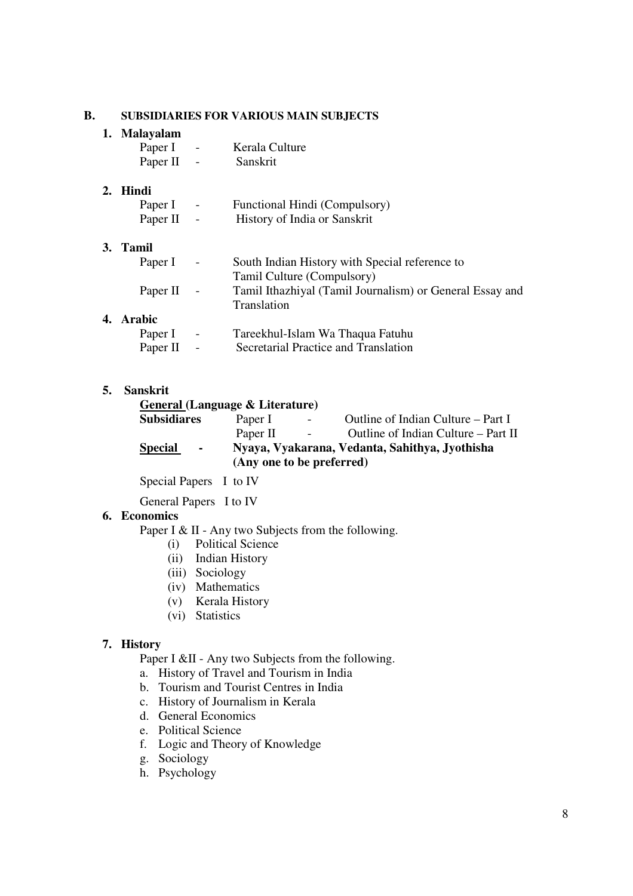## B. SUBSIDIARIES FOR VARIOUS MAIN SUBJECTS

**1. Malayalam**

Paper I - Kerala Culture
Paper II - Sanskrit

**2. Hindi**

Paper I - Functional Hindi (Compulsory)
Paper II - History of India or Sanskrit

**3. Tamil**

Paper I - South Indian History with Special reference to Tamil Culture (Compulsory)
Paper II - Tamil Ithazhiyal (Tamil Journalism) or General Essay and Translation

**4. Arabic**

Paper I - Tareekhul-Islam Wa Thaqua Fatuhu
Paper II - Secretarial Practice and Translation

**5. Sanskrit**

**General (Language & Literature)**

| **Subsidiares** | Paper I | - | Outline of Indian Culture – Part I |
|---|---|---|---|
| | Paper II | - | Outline of Indian Culture – Part II |

**Special** - **Nyaya, Vyakarana, Vedanta, Sahithya, Jyothisha (Any one to be preferred)**

Special Papers I to IV

General Papers I to IV

**6. Economics**

Paper I & II - Any two Subjects from the following.

- (i) Political Science
- (ii) Indian History
- (iii) Sociology
- (iv) Mathematics
- (v) Kerala History
- (vi) Statistics

**7. History**

Paper I &II - Any two Subjects from the following.

- a. History of Travel and Tourism in India
- b. Tourism and Tourist Centres in India
- c. History of Journalism in Kerala
- d. General Economics
- e. Political Science
- f. Logic and Theory of Knowledge
- g. Sociology
- h. Psychology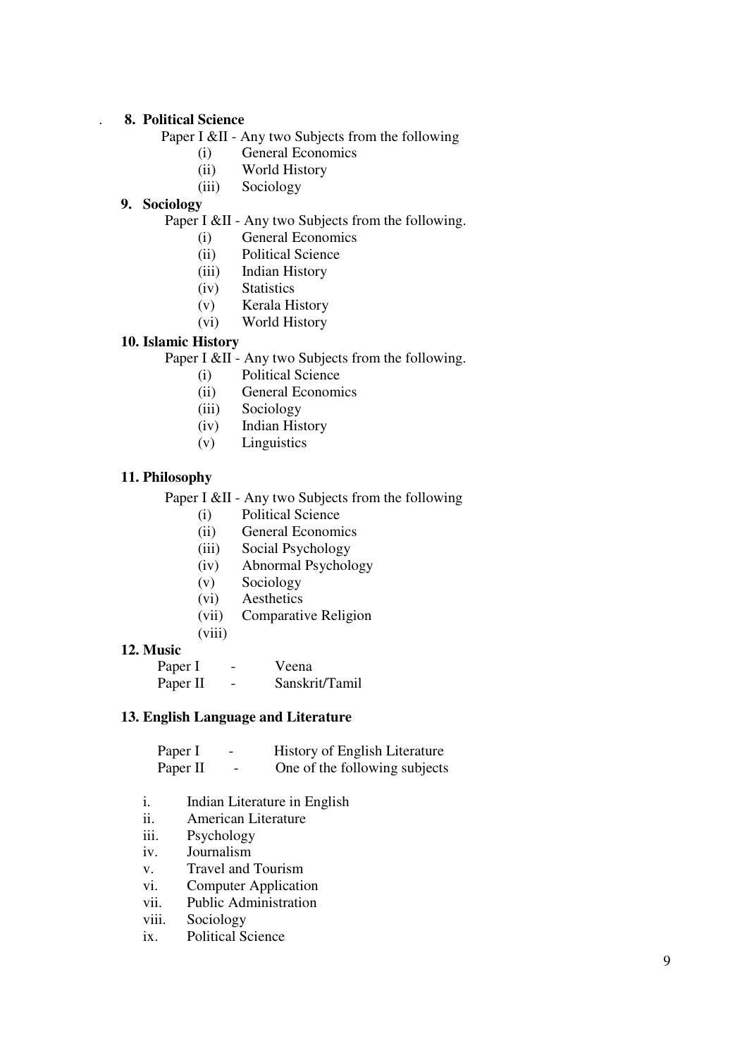**8. Political Science**

Paper I &II - Any two Subjects from the following

- (i) General Economics
- (ii) World History
- (iii) Sociology

**9. Sociology**

Paper I &II - Any two Subjects from the following.

- (i) General Economics
- (ii) Political Science
- (iii) Indian History
- (iv) Statistics
- (v) Kerala History
- (vi) World History

**10. Islamic History**

Paper I &II - Any two Subjects from the following.

- (i) Political Science
- (ii) General Economics
- (iii) Sociology
- (iv) Indian History
- (v) Linguistics

**11. Philosophy**

Paper I &II - Any two Subjects from the following

- (i) Political Science
- (ii) General Economics
- (iii) Social Psychology
- (iv) Abnormal Psychology
- (v) Sociology
- (vi) Aesthetics
- (vii) Comparative Religion
- (viii)

**12. Music**

Paper I - Veena
Paper II - Sanskrit/Tamil

**13. English Language and Literature**

Paper I - History of English Literature
Paper II - One of the following subjects

- i. Indian Literature in English
- ii. American Literature
- iii. Psychology
- iv. Journalism
- v. Travel and Tourism
- vi. Computer Application
- vii. Public Administration
- viii. Sociology
- ix. Political Science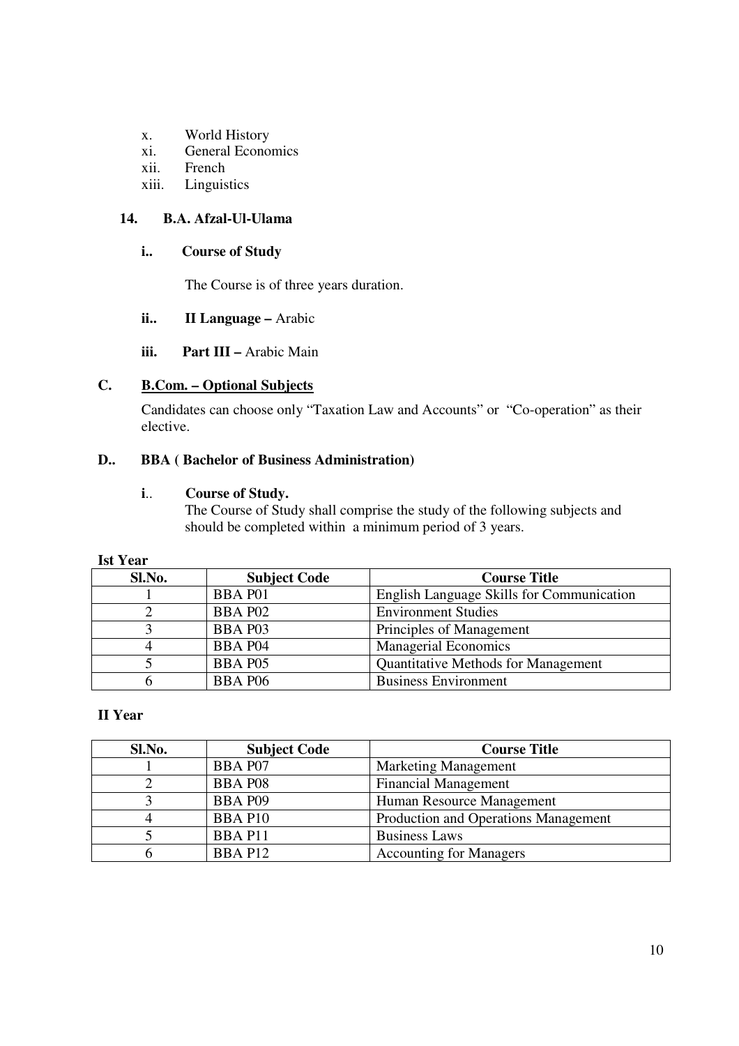x. World History
xi. General Economics
xii. French
xiii. Linguistics

### 14. B.A. Afzal-Ul-Ulama

**i.. Course of Study**

The Course is of three years duration.

**ii.. II Language –** Arabic

**iii. Part III –** Arabic Main

## C. B.Com. – Optional Subjects

Candidates can choose only "Taxation Law and Accounts" or "Co-operation" as their elective.

## D.. BBA ( Bachelor of Business Administration)

**i.. Course of Study.**

The Course of Study shall comprise the study of the following subjects and should be completed within a minimum period of 3 years.

**Ist Year**

| Sl.No. | Subject Code | Course Title |
|---|---|---|
| 1 | BBA P01 | English Language Skills for Communication |
| 2 | BBA P02 | Environment Studies |
| 3 | BBA P03 | Principles of Management |
| 4 | BBA P04 | Managerial Economics |
| 5 | BBA P05 | Quantitative Methods for Management |
| 6 | BBA P06 | Business Environment |

**II Year**

| Sl.No. | Subject Code | Course Title |
|---|---|---|
| 1 | BBA P07 | Marketing Management |
| 2 | BBA P08 | Financial Management |
| 3 | BBA P09 | Human Resource Management |
| 4 | BBA P10 | Production and Operations Management |
| 5 | BBA P11 | Business Laws |
| 6 | BBA P12 | Accounting for Managers |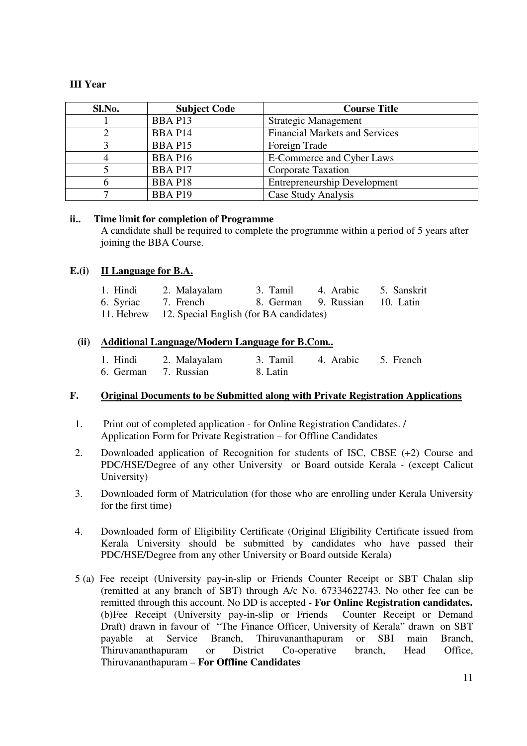**III Year**

| Sl.No. | Subject Code | Course Title |
|---|---|---|
| 1 | BBA P13 | Strategic Management |
| 2 | BBA P14 | Financial Markets and Services |
| 3 | BBA P15 | Foreign Trade |
| 4 | BBA P16 | E-Commerce and Cyber Laws |
| 5 | BBA P17 | Corporate Taxation |
| 6 | BBA P18 | Entrepreneurship Development |
| 7 | BBA P19 | Case Study Analysis |

**ii.. Time limit for completion of Programme**

A candidate shall be required to complete the programme within a period of 5 years after joining the BBA Course.

**E.(i) <u>II Language for B.A.</u>**

1. Hindi 2. Malayalam 3. Tamil 4. Arabic 5. Sanskrit
6. Syriac 7. French 8. German 9. Russian 10. Latin
11. Hebrew 12. Special English (for BA candidates)

**(ii) <u>Additional Language/Modern Language for B.Com..</u>**

1. Hindi 2. Malayalam 3. Tamil 4. Arabic 5. French
6. German 7. Russian 8. Latin

**F. <u>Original Documents to be Submitted along with Private Registration Applications</u>**

1. Print out of completed application - for Online Registration Candidates. / Application Form for Private Registration – for Offline Candidates
2. Downloaded application of Recognition for students of ISC, CBSE (+2) Course and PDC/HSE/Degree of any other University or Board outside Kerala - (except Calicut University)
3. Downloaded form of Matriculation (for those who are enrolling under Kerala University for the first time)
4. Downloaded form of Eligibility Certificate (Original Eligibility Certificate issued from Kerala University should be submitted by candidates who have passed their PDC/HSE/Degree from any other University or Board outside Kerala)

5 (a) Fee receipt (University pay-in-slip or Friends Counter Receipt or SBT Chalan slip (remitted at any branch of SBT) through A/c No. 67334622743. No other fee can be remitted through this account. No DD is accepted - **For Online Registration candidates.**
(b)Fee Receipt (University pay-in-slip or Friends Counter Receipt or Demand Draft) drawn in favour of "The Finance Officer, University of Kerala" drawn on SBT payable at Service Branch, Thiruvananthapuram or SBI main Branch, Thiruvananthapuram or District Co-operative branch, Head Office, Thiruvananthapuram – **For Offline Candidates**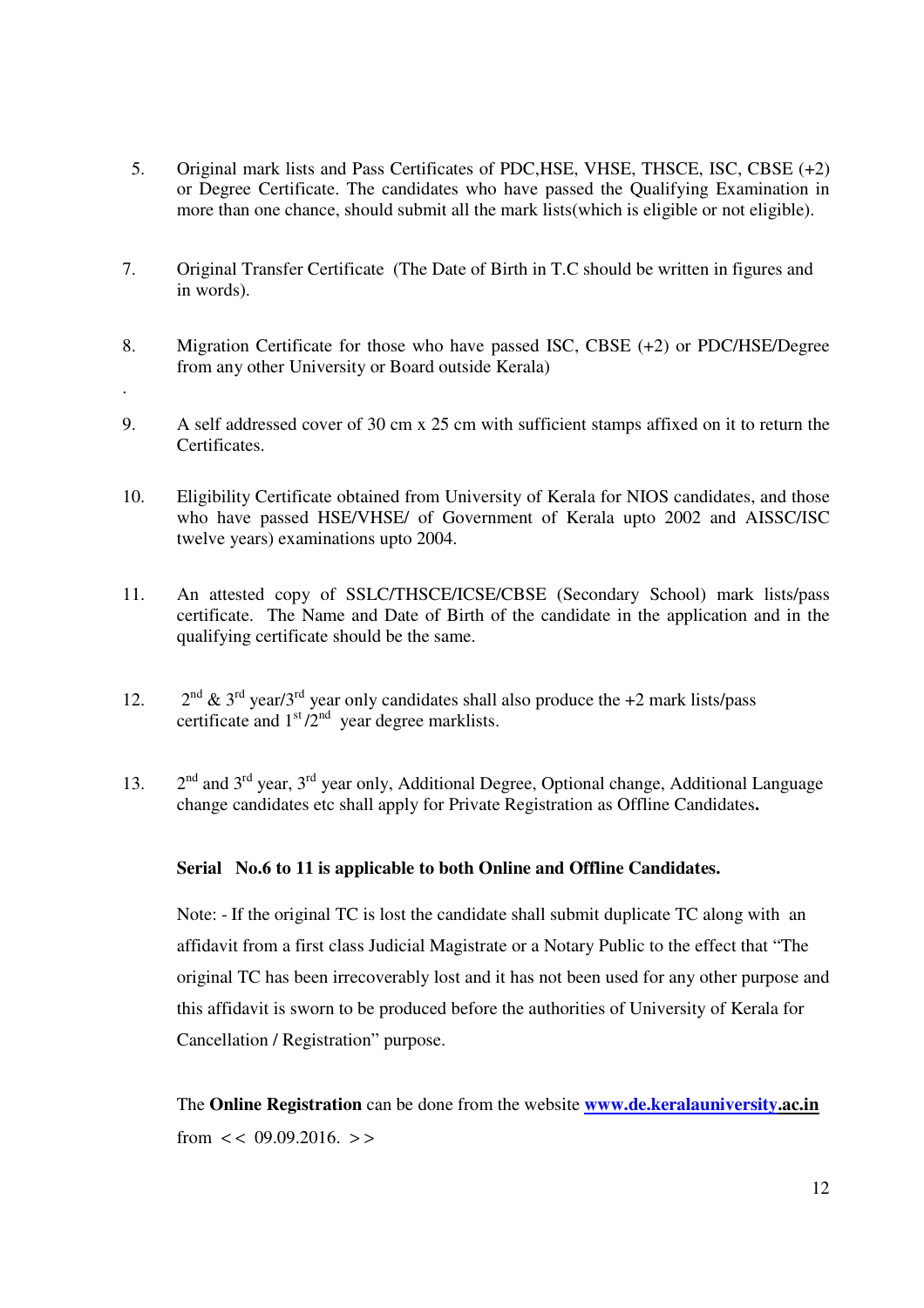5. Original mark lists and Pass Certificates of PDC,HSE, VHSE, THSCE, ISC, CBSE (+2) or Degree Certificate. The candidates who have passed the Qualifying Examination in more than one chance, should submit all the mark lists(which is eligible or not eligible).

7. Original Transfer Certificate (The Date of Birth in T.C should be written in figures and in words).

8. Migration Certificate for those who have passed ISC, CBSE (+2) or PDC/HSE/Degree from any other University or Board outside Kerala)

.

9. A self addressed cover of 30 cm x 25 cm with sufficient stamps affixed on it to return the Certificates.

10. Eligibility Certificate obtained from University of Kerala for NIOS candidates, and those who have passed HSE/VHSE/ of Government of Kerala upto 2002 and AISSC/ISC twelve years) examinations upto 2004.

11. An attested copy of SSLC/THSCE/ICSE/CBSE (Secondary School) mark lists/pass certificate. The Name and Date of Birth of the candidate in the application and in the qualifying certificate should be the same.

12. 2nd & 3rd year/3rd year only candidates shall also produce the +2 mark lists/pass certificate and 1st /2nd year degree marklists.

13. 2nd and 3rd year, 3rd year only, Additional Degree, Optional change, Additional Language change candidates etc shall apply for Private Registration as Offline Candidates**.**

**Serial No.6 to 11 is applicable to both Online and Offline Candidates.**

Note: - If the original TC is lost the candidate shall submit duplicate TC along with an affidavit from a first class Judicial Magistrate or a Notary Public to the effect that "The original TC has been irrecoverably lost and it has not been used for any other purpose and this affidavit is sworn to be produced before the authorities of University of Kerala for Cancellation / Registration" purpose.

The **Online Registration** can be done from the website **www.de.keralauniversity.ac.in** from << 09.09.2016. >>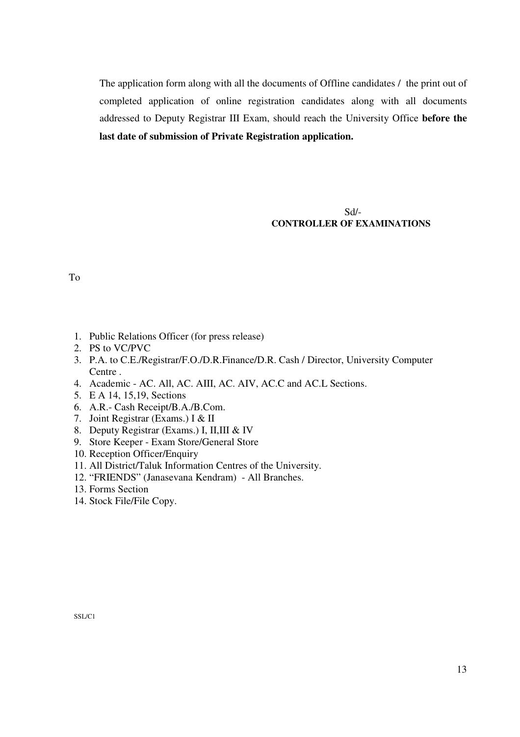The application form along with all the documents of Offline candidates / the print out of completed application of online registration candidates along with all documents addressed to Deputy Registrar III Exam, should reach the University Office **before the last date of submission of Private Registration application.**

Sd/-
**CONTROLLER OF EXAMINATIONS**

To

1. Public Relations Officer (for press release)
2. PS to VC/PVC
3. P.A. to C.E./Registrar/F.O./D.R.Finance/D.R. Cash / Director, University Computer Centre .
4. Academic - AC. All, AC. AIII, AC. AIV, AC.C and AC.L Sections.
5. E A 14, 15,19, Sections
6. A.R.- Cash Receipt/B.A./B.Com.
7. Joint Registrar (Exams.) I & II
8. Deputy Registrar (Exams.) I, II,III & IV
9. Store Keeper - Exam Store/General Store
10. Reception Officer/Enquiry
11. All District/Taluk Information Centres of the University.
12. "FRIENDS" (Janasevana Kendram) - All Branches.
13. Forms Section
14. Stock File/File Copy.

SSL/C1